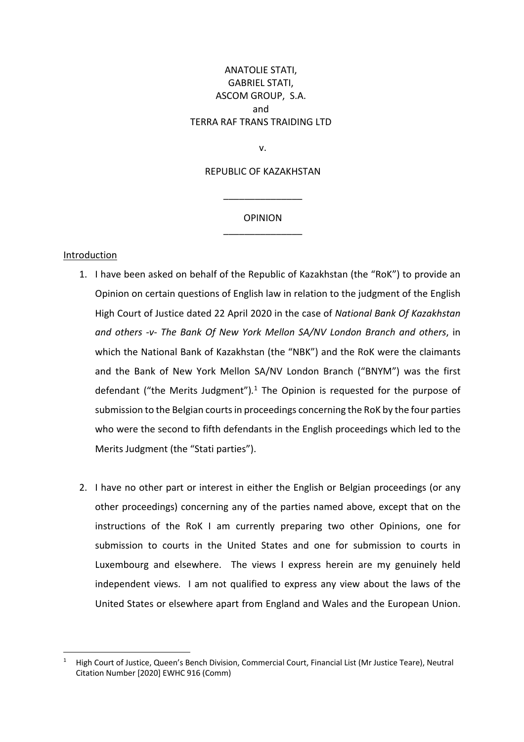ANATOLIE STATI,
GABRIEL STATI,
ASCOM GROUP, S.A.
and
TERRA RAF TRANS TRAIDING LTD

v.

REPUBLIC OF KAZAKHSTAN

_______________

OPINION

_______________

Introduction

1. I have been asked on behalf of the Republic of Kazakhstan (the "RoK") to provide an Opinion on certain questions of English law in relation to the judgment of the English High Court of Justice dated 22 April 2020 in the case of *National Bank Of Kazakhstan and others -v- The Bank Of New York Mellon SA/NV London Branch and others*, in which the National Bank of Kazakhstan (the "NBK") and the RoK were the claimants and the Bank of New York Mellon SA/NV London Branch ("BNYM") was the first defendant ("the Merits Judgment").[1] The Opinion is requested for the purpose of submission to the Belgian courts in proceedings concerning the RoK by the four parties who were the second to fifth defendants in the English proceedings which led to the Merits Judgment (the "Stati parties").

2. I have no other part or interest in either the English or Belgian proceedings (or any other proceedings) concerning any of the parties named above, except that on the instructions of the RoK I am currently preparing two other Opinions, one for submission to courts in the United States and one for submission to courts in Luxembourg and elsewhere. The views I express herein are my genuinely held independent views. I am not qualified to express any view about the laws of the United States or elsewhere apart from England and Wales and the European Union.

[1] High Court of Justice, Queen's Bench Division, Commercial Court, Financial List (Mr Justice Teare), Neutral Citation Number [2020] EWHC 916 (Comm)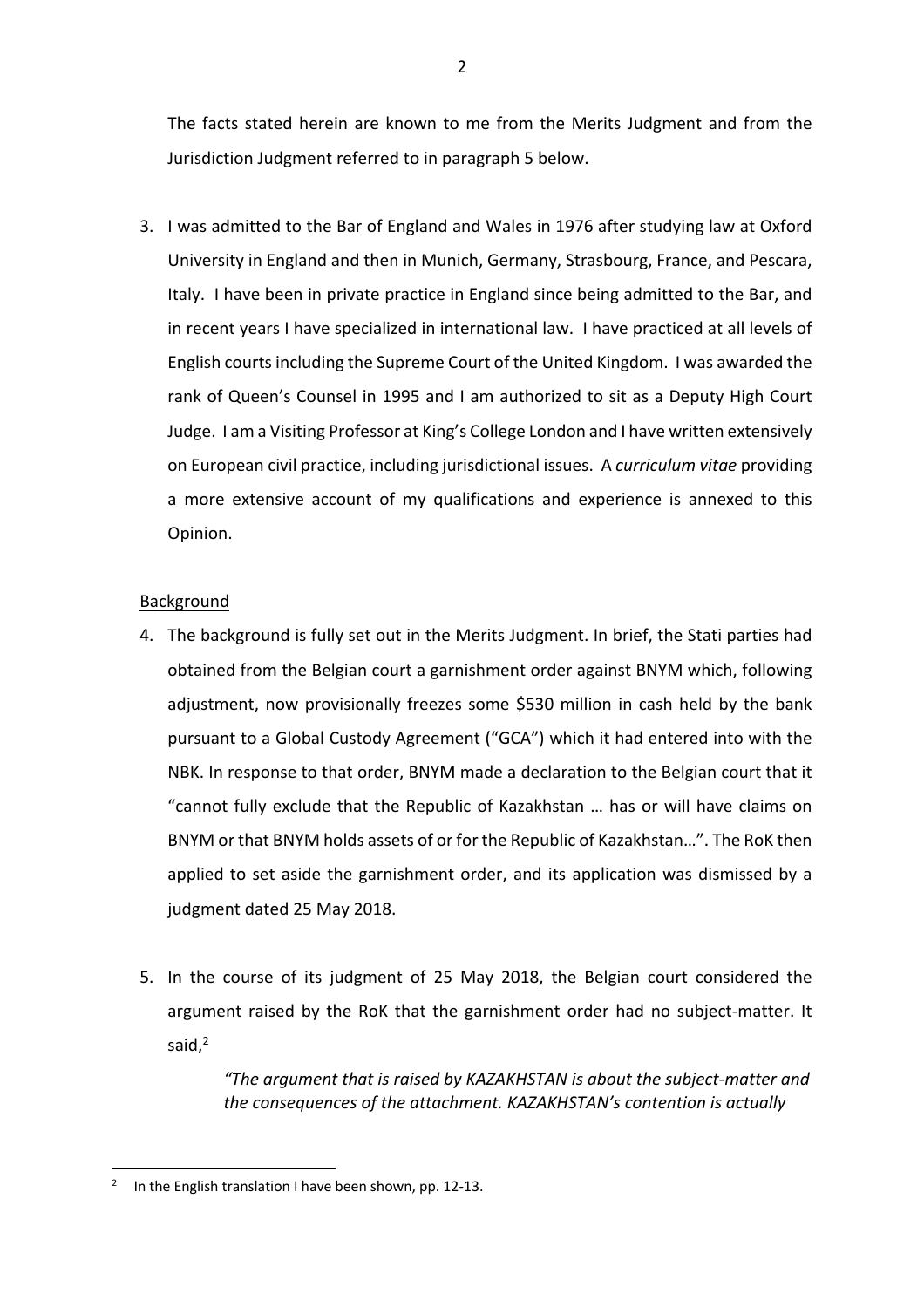The facts stated herein are known to me from the Merits Judgment and from the Jurisdiction Judgment referred to in paragraph 5 below.

3. I was admitted to the Bar of England and Wales in 1976 after studying law at Oxford University in England and then in Munich, Germany, Strasbourg, France, and Pescara, Italy. I have been in private practice in England since being admitted to the Bar, and in recent years I have specialized in international law. I have practiced at all levels of English courts including the Supreme Court of the United Kingdom. I was awarded the rank of Queen's Counsel in 1995 and I am authorized to sit as a Deputy High Court Judge. I am a Visiting Professor at King's College London and I have written extensively on European civil practice, including jurisdictional issues. A *curriculum vitae* providing a more extensive account of my qualifications and experience is annexed to this Opinion.

## Background

4. The background is fully set out in the Merits Judgment. In brief, the Stati parties had obtained from the Belgian court a garnishment order against BNYM which, following adjustment, now provisionally freezes some $530 million in cash held by the bank pursuant to a Global Custody Agreement ("GCA") which it had entered into with the NBK. In response to that order, BNYM made a declaration to the Belgian court that it "cannot fully exclude that the Republic of Kazakhstan … has or will have claims on BNYM or that BNYM holds assets of or for the Republic of Kazakhstan…". The RoK then applied to set aside the garnishment order, and its application was dismissed by a judgment dated 25 May 2018.

5. In the course of its judgment of 25 May 2018, the Belgian court considered the argument raised by the RoK that the garnishment order had no subject-matter. It said,[2]

> *"The argument that is raised by KAZAKHSTAN is about the subject-matter and the consequences of the attachment. KAZAKHSTAN's contention is actually*

---

[2] In the English translation I have been shown, pp. 12-13.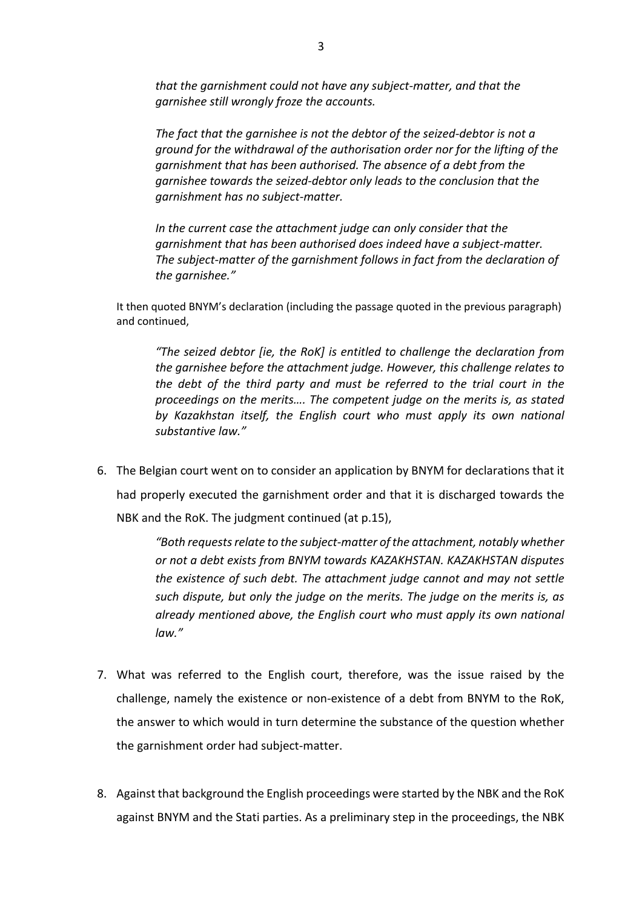*that the garnishment could not have any subject-matter, and that the garnishee still wrongly froze the accounts.*

*The fact that the garnishee is not the debtor of the seized-debtor is not a ground for the withdrawal of the authorisation order nor for the lifting of the garnishment that has been authorised. The absence of a debt from the garnishee towards the seized-debtor only leads to the conclusion that the garnishment has no subject-matter.*

*In the current case the attachment judge can only consider that the garnishment that has been authorised does indeed have a subject-matter. The subject-matter of the garnishment follows in fact from the declaration of the garnishee."*

It then quoted BNYM's declaration (including the passage quoted in the previous paragraph) and continued,

> *"The seized debtor [ie, the RoK] is entitled to challenge the declaration from the garnishee before the attachment judge. However, this challenge relates to the debt of the third party and must be referred to the trial court in the proceedings on the merits…. The competent judge on the merits is, as stated by Kazakhstan itself, the English court who must apply its own national substantive law."*

6. The Belgian court went on to consider an application by BNYM for declarations that it had properly executed the garnishment order and that it is discharged towards the NBK and the RoK. The judgment continued (at p.15),

> *"Both requests relate to the subject-matter of the attachment, notably whether or not a debt exists from BNYM towards KAZAKHSTAN. KAZAKHSTAN disputes the existence of such debt. The attachment judge cannot and may not settle such dispute, but only the judge on the merits. The judge on the merits is, as already mentioned above, the English court who must apply its own national law."*

7. What was referred to the English court, therefore, was the issue raised by the challenge, namely the existence or non-existence of a debt from BNYM to the RoK, the answer to which would in turn determine the substance of the question whether the garnishment order had subject-matter.

8. Against that background the English proceedings were started by the NBK and the RoK against BNYM and the Stati parties. As a preliminary step in the proceedings, the NBK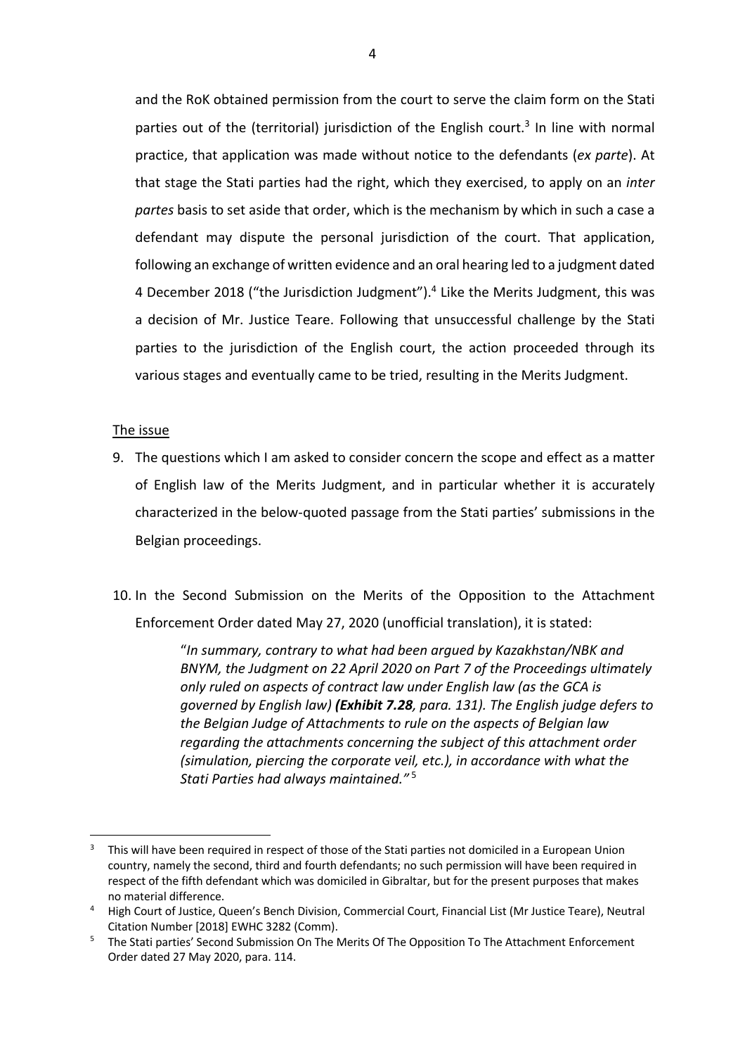and the RoK obtained permission from the court to serve the claim form on the Stati parties out of the (territorial) jurisdiction of the English court.[3] In line with normal practice, that application was made without notice to the defendants (*ex parte*). At that stage the Stati parties had the right, which they exercised, to apply on an *inter partes* basis to set aside that order, which is the mechanism by which in such a case a defendant may dispute the personal jurisdiction of the court. That application, following an exchange of written evidence and an oral hearing led to a judgment dated 4 December 2018 ("the Jurisdiction Judgment").[4] Like the Merits Judgment, this was a decision of Mr. Justice Teare. Following that unsuccessful challenge by the Stati parties to the jurisdiction of the English court, the action proceeded through its various stages and eventually came to be tried, resulting in the Merits Judgment.

<u>The issue</u>

9. The questions which I am asked to consider concern the scope and effect as a matter of English law of the Merits Judgment, and in particular whether it is accurately characterized in the below-quoted passage from the Stati parties' submissions in the Belgian proceedings.

10. In the Second Submission on the Merits of the Opposition to the Attachment Enforcement Order dated May 27, 2020 (unofficial translation), it is stated:

> "*In summary, contrary to what had been argued by Kazakhstan/NBK and BNYM, the Judgment on 22 April 2020 on Part 7 of the Proceedings ultimately only ruled on aspects of contract law under English law (as the GCA is governed by English law)* ***(Exhibit 7.28****, para. 131). The English judge defers to the Belgian Judge of Attachments to rule on the aspects of Belgian law regarding the attachments concerning the subject of this attachment order (simulation, piercing the corporate veil, etc.), in accordance with what the Stati Parties had always maintained."*[5]

---

[3] This will have been required in respect of those of the Stati parties not domiciled in a European Union country, namely the second, third and fourth defendants; no such permission will have been required in respect of the fifth defendant which was domiciled in Gibraltar, but for the present purposes that makes no material difference.

[4] High Court of Justice, Queen's Bench Division, Commercial Court, Financial List (Mr Justice Teare), Neutral Citation Number [2018] EWHC 3282 (Comm).

[5] The Stati parties' Second Submission On The Merits Of The Opposition To The Attachment Enforcement Order dated 27 May 2020, para. 114.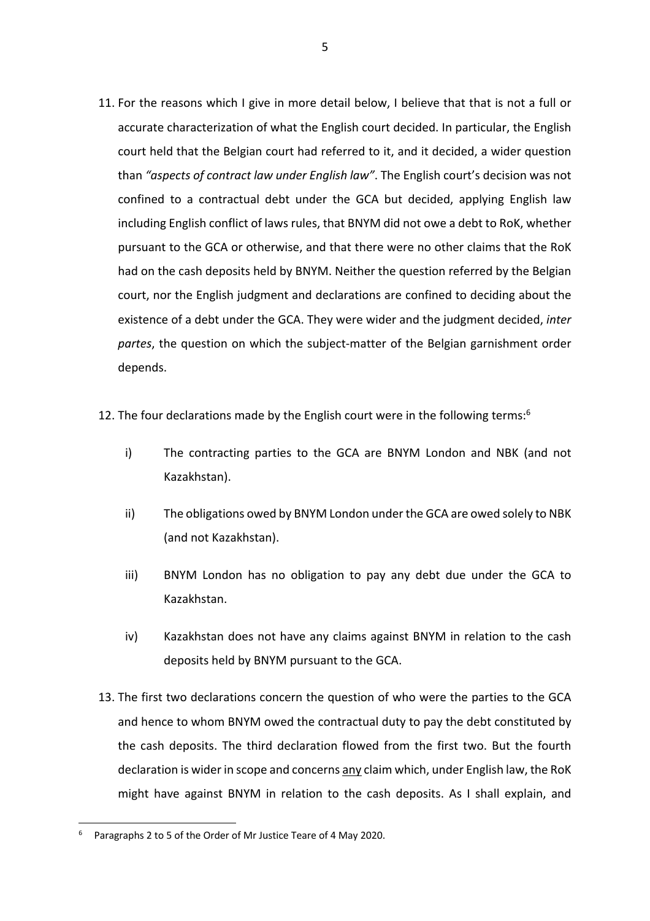11. For the reasons which I give in more detail below, I believe that that is not a full or accurate characterization of what the English court decided. In particular, the English court held that the Belgian court had referred to it, and it decided, a wider question than *"aspects of contract law under English law"*. The English court's decision was not confined to a contractual debt under the GCA but decided, applying English law including English conflict of laws rules, that BNYM did not owe a debt to RoK, whether pursuant to the GCA or otherwise, and that there were no other claims that the RoK had on the cash deposits held by BNYM. Neither the question referred by the Belgian court, nor the English judgment and declarations are confined to deciding about the existence of a debt under the GCA. They were wider and the judgment decided, *inter partes*, the question on which the subject-matter of the Belgian garnishment order depends.

12. The four declarations made by the English court were in the following terms:[6]

    i) The contracting parties to the GCA are BNYM London and NBK (and not Kazakhstan).

    ii) The obligations owed by BNYM London under the GCA are owed solely to NBK (and not Kazakhstan).

    iii) BNYM London has no obligation to pay any debt due under the GCA to Kazakhstan.

    iv) Kazakhstan does not have any claims against BNYM in relation to the cash deposits held by BNYM pursuant to the GCA.

13. The first two declarations concern the question of who were the parties to the GCA and hence to whom BNYM owed the contractual duty to pay the debt constituted by the cash deposits. The third declaration flowed from the first two. But the fourth declaration is wider in scope and concerns <u>any</u> claim which, under English law, the RoK might have against BNYM in relation to the cash deposits. As I shall explain, and

---

[6] Paragraphs 2 to 5 of the Order of Mr Justice Teare of 4 May 2020.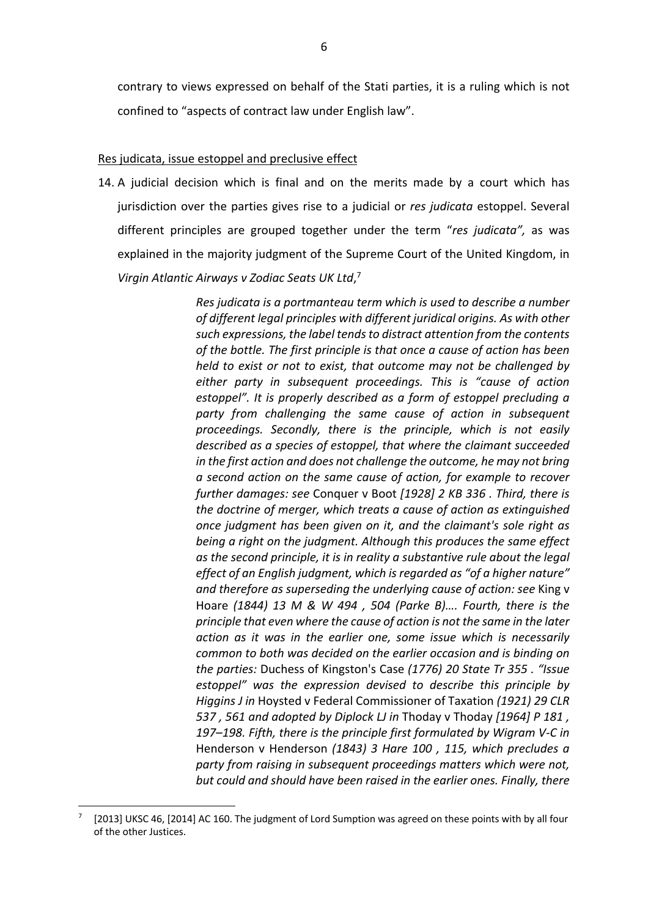contrary to views expressed on behalf of the Stati parties, it is a ruling which is not confined to "aspects of contract law under English law".

Res judicata, issue estoppel and preclusive effect

14. A judicial decision which is final and on the merits made by a court which has jurisdiction over the parties gives rise to a judicial or *res judicata* estoppel. Several different principles are grouped together under the term "*res judicata",* as was explained in the majority judgment of the Supreme Court of the United Kingdom, in *Virgin Atlantic Airways v Zodiac Seats UK Ltd*,[7]

> *Res judicata is a portmanteau term which is used to describe a number of different legal principles with different juridical origins. As with other such expressions, the label tends to distract attention from the contents of the bottle. The first principle is that once a cause of action has been held to exist or not to exist, that outcome may not be challenged by either party in subsequent proceedings. This is "cause of action estoppel". It is properly described as a form of estoppel precluding a party from challenging the same cause of action in subsequent proceedings. Secondly, there is the principle, which is not easily described as a species of estoppel, that where the claimant succeeded in the first action and does not challenge the outcome, he may not bring a second action on the same cause of action, for example to recover further damages: see* Conquer v Boot *[1928] 2 KB 336 . Third, there is the doctrine of merger, which treats a cause of action as extinguished once judgment has been given on it, and the claimant's sole right as being a right on the judgment. Although this produces the same effect as the second principle, it is in reality a substantive rule about the legal effect of an English judgment, which is regarded as "of a higher nature" and therefore as superseding the underlying cause of action: see* King v Hoare *(1844) 13 M & W 494 , 504 (Parke B)…. Fourth, there is the principle that even where the cause of action is not the same in the later action as it was in the earlier one, some issue which is necessarily common to both was decided on the earlier occasion and is binding on the parties:* Duchess of Kingston's Case *(1776) 20 State Tr 355 . "Issue estoppel" was the expression devised to describe this principle by Higgins J in* Hoysted v Federal Commissioner of Taxation *(1921) 29 CLR 537 , 561 and adopted by Diplock LJ in* Thoday v Thoday *[1964] P 181 , 197–198. Fifth, there is the principle first formulated by Wigram V-C in* Henderson v Henderson *(1843) 3 Hare 100 , 115, which precludes a party from raising in subsequent proceedings matters which were not, but could and should have been raised in the earlier ones. Finally, there*

[7] [2013] UKSC 46, [2014] AC 160. The judgment of Lord Sumption was agreed on these points with by all four of the other Justices.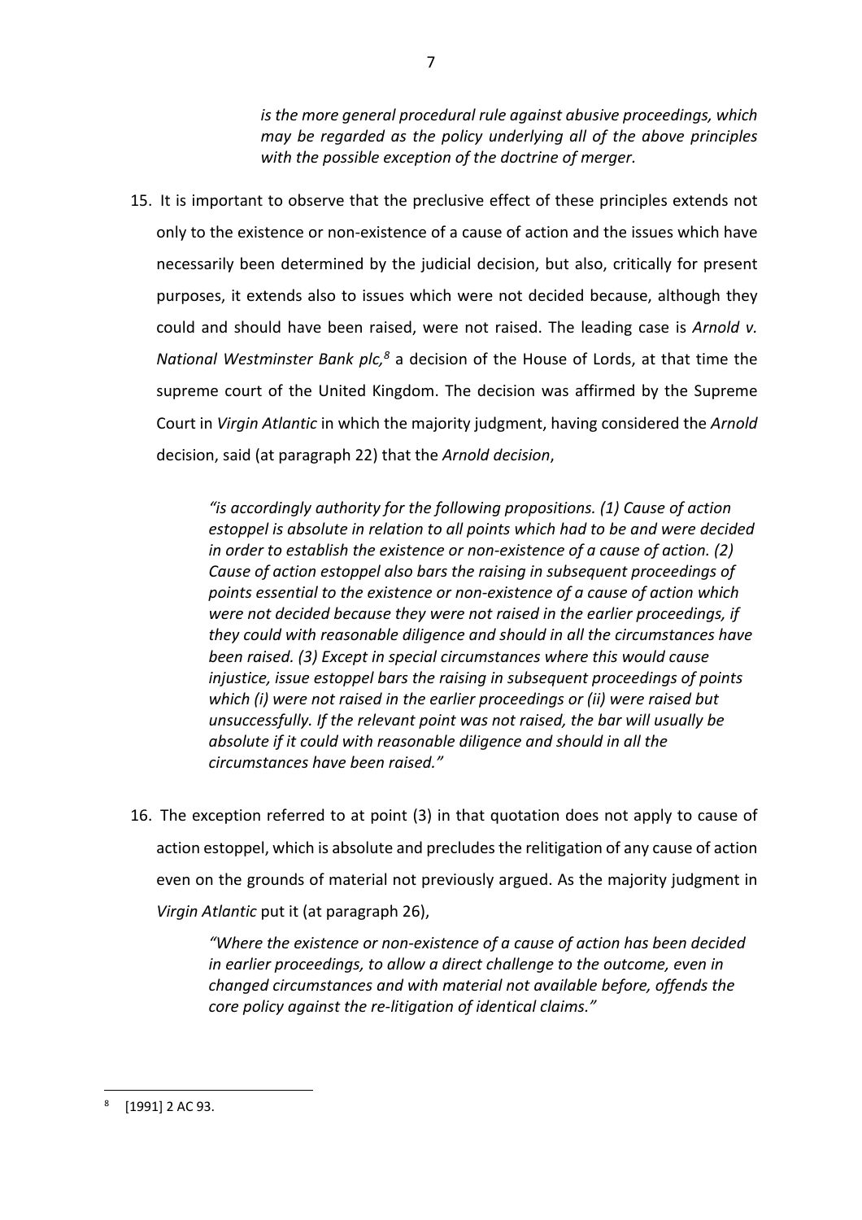> *is the more general procedural rule against abusive proceedings, which may be regarded as the policy underlying all of the above principles with the possible exception of the doctrine of merger.*

15. It is important to observe that the preclusive effect of these principles extends not only to the existence or non-existence of a cause of action and the issues which have necessarily been determined by the judicial decision, but also, critically for present purposes, it extends also to issues which were not decided because, although they could and should have been raised, were not raised. The leading case is *Arnold v. National Westminster Bank plc,*[8] a decision of the House of Lords, at that time the supreme court of the United Kingdom. The decision was affirmed by the Supreme Court in *Virgin Atlantic* in which the majority judgment, having considered the *Arnold* decision, said (at paragraph 22) that the *Arnold decision*,

> *"is accordingly authority for the following propositions. (1) Cause of action estoppel is absolute in relation to all points which had to be and were decided in order to establish the existence or non-existence of a cause of action. (2) Cause of action estoppel also bars the raising in subsequent proceedings of points essential to the existence or non-existence of a cause of action which were not decided because they were not raised in the earlier proceedings, if they could with reasonable diligence and should in all the circumstances have been raised. (3) Except in special circumstances where this would cause injustice, issue estoppel bars the raising in subsequent proceedings of points which (i) were not raised in the earlier proceedings or (ii) were raised but unsuccessfully. If the relevant point was not raised, the bar will usually be absolute if it could with reasonable diligence and should in all the circumstances have been raised."*

16. The exception referred to at point (3) in that quotation does not apply to cause of action estoppel, which is absolute and precludes the relitigation of any cause of action even on the grounds of material not previously argued. As the majority judgment in *Virgin Atlantic* put it (at paragraph 26),

> *"Where the existence or non-existence of a cause of action has been decided in earlier proceedings, to allow a direct challenge to the outcome, even in changed circumstances and with material not available before, offends the core policy against the re-litigation of identical claims."*

---

[8] [1991] 2 AC 93.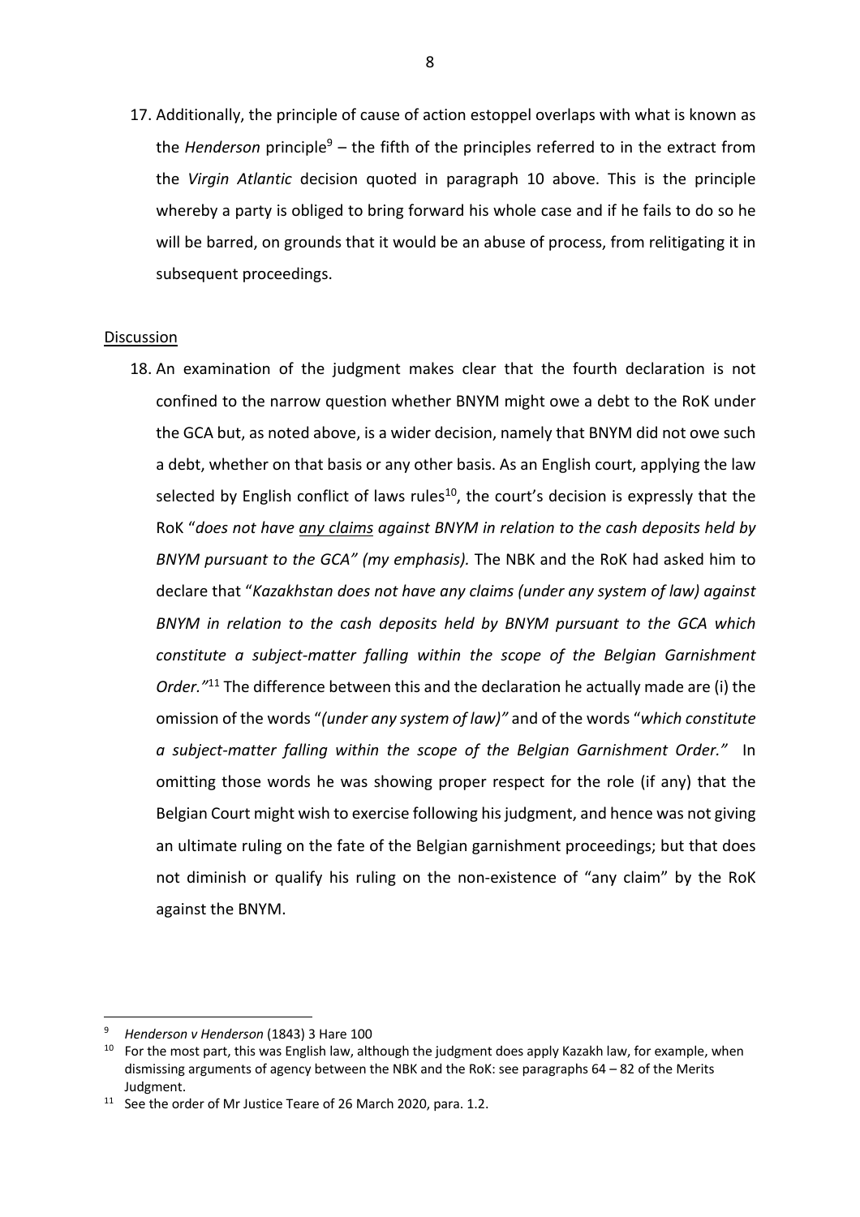17. Additionally, the principle of cause of action estoppel overlaps with what is known as the *Henderson* principle[9] – the fifth of the principles referred to in the extract from the *Virgin Atlantic* decision quoted in paragraph 10 above. This is the principle whereby a party is obliged to bring forward his whole case and if he fails to do so he will be barred, on grounds that it would be an abuse of process, from relitigating it in subsequent proceedings.

<u>Discussion</u>

18. An examination of the judgment makes clear that the fourth declaration is not confined to the narrow question whether BNYM might owe a debt to the RoK under the GCA but, as noted above, is a wider decision, namely that BNYM did not owe such a debt, whether on that basis or any other basis. As an English court, applying the law selected by English conflict of laws rules[10], the court's decision is expressly that the RoK "*does not have <u>any claims</u> against BNYM in relation to the cash deposits held by BNYM pursuant to the GCA" (my emphasis).* The NBK and the RoK had asked him to declare that "*Kazakhstan does not have any claims (under any system of law) against BNYM in relation to the cash deposits held by BNYM pursuant to the GCA which constitute a subject-matter falling within the scope of the Belgian Garnishment Order."*[11] The difference between this and the declaration he actually made are (i) the omission of the words "*(under any system of law)"* and of the words "*which constitute a subject-matter falling within the scope of the Belgian Garnishment Order."* In omitting those words he was showing proper respect for the role (if any) that the Belgian Court might wish to exercise following his judgment, and hence was not giving an ultimate ruling on the fate of the Belgian garnishment proceedings; but that does not diminish or qualify his ruling on the non-existence of "any claim" by the RoK against the BNYM.

---

[9] *Henderson v Henderson* (1843) 3 Hare 100

[10] For the most part, this was English law, although the judgment does apply Kazakh law, for example, when dismissing arguments of agency between the NBK and the RoK: see paragraphs 64 – 82 of the Merits Judgment.

[11] See the order of Mr Justice Teare of 26 March 2020, para. 1.2.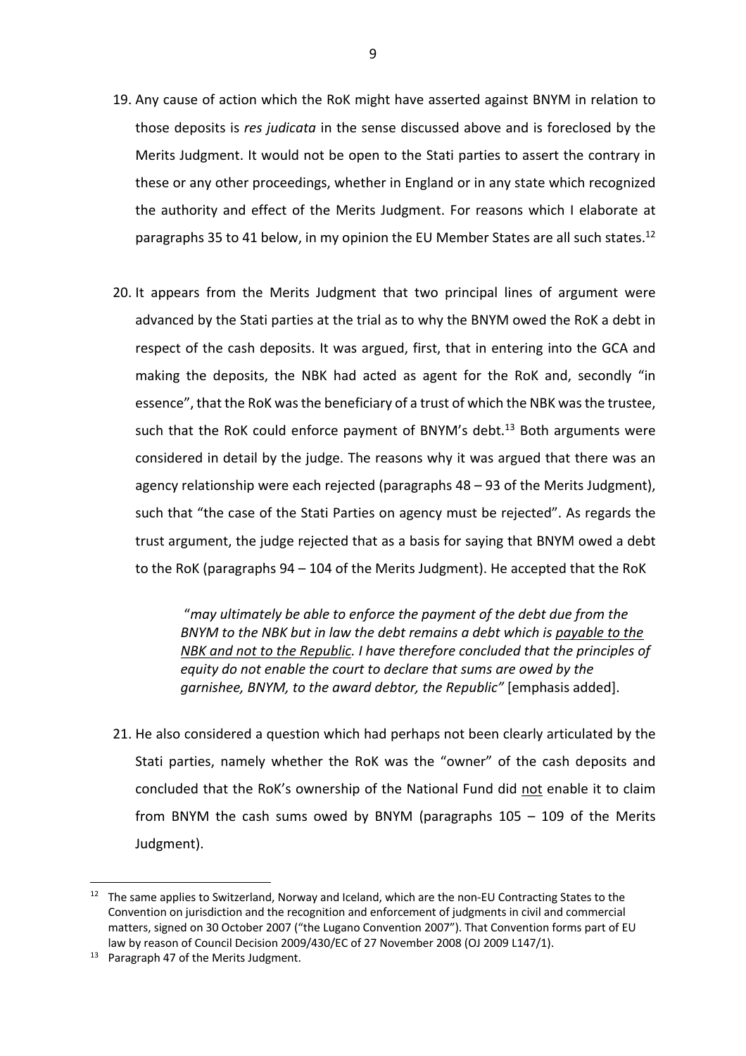19. Any cause of action which the RoK might have asserted against BNYM in relation to those deposits is *res judicata* in the sense discussed above and is foreclosed by the Merits Judgment. It would not be open to the Stati parties to assert the contrary in these or any other proceedings, whether in England or in any state which recognized the authority and effect of the Merits Judgment. For reasons which I elaborate at paragraphs 35 to 41 below, in my opinion the EU Member States are all such states.[12]

20. It appears from the Merits Judgment that two principal lines of argument were advanced by the Stati parties at the trial as to why the BNYM owed the RoK a debt in respect of the cash deposits. It was argued, first, that in entering into the GCA and making the deposits, the NBK had acted as agent for the RoK and, secondly "in essence", that the RoK was the beneficiary of a trust of which the NBK was the trustee, such that the RoK could enforce payment of BNYM's debt.[13] Both arguments were considered in detail by the judge. The reasons why it was argued that there was an agency relationship were each rejected (paragraphs 48 – 93 of the Merits Judgment), such that "the case of the Stati Parties on agency must be rejected". As regards the trust argument, the judge rejected that as a basis for saying that BNYM owed a debt to the RoK (paragraphs 94 – 104 of the Merits Judgment). He accepted that the RoK

> "*may ultimately be able to enforce the payment of the debt due from the BNYM to the NBK but in law the debt remains a debt which is <u>payable to the NBK and not to the Republic</u>. I have therefore concluded that the principles of equity do not enable the court to declare that sums are owed by the garnishee, BNYM, to the award debtor, the Republic"* [emphasis added].

21. He also considered a question which had perhaps not been clearly articulated by the Stati parties, namely whether the RoK was the "owner" of the cash deposits and concluded that the RoK's ownership of the National Fund did <u>not</u> enable it to claim from BNYM the cash sums owed by BNYM (paragraphs 105 – 109 of the Merits Judgment).

---

[12] The same applies to Switzerland, Norway and Iceland, which are the non-EU Contracting States to the Convention on jurisdiction and the recognition and enforcement of judgments in civil and commercial matters, signed on 30 October 2007 ("the Lugano Convention 2007"). That Convention forms part of EU law by reason of Council Decision 2009/430/EC of 27 November 2008 (OJ 2009 L147/1).

[13] Paragraph 47 of the Merits Judgment.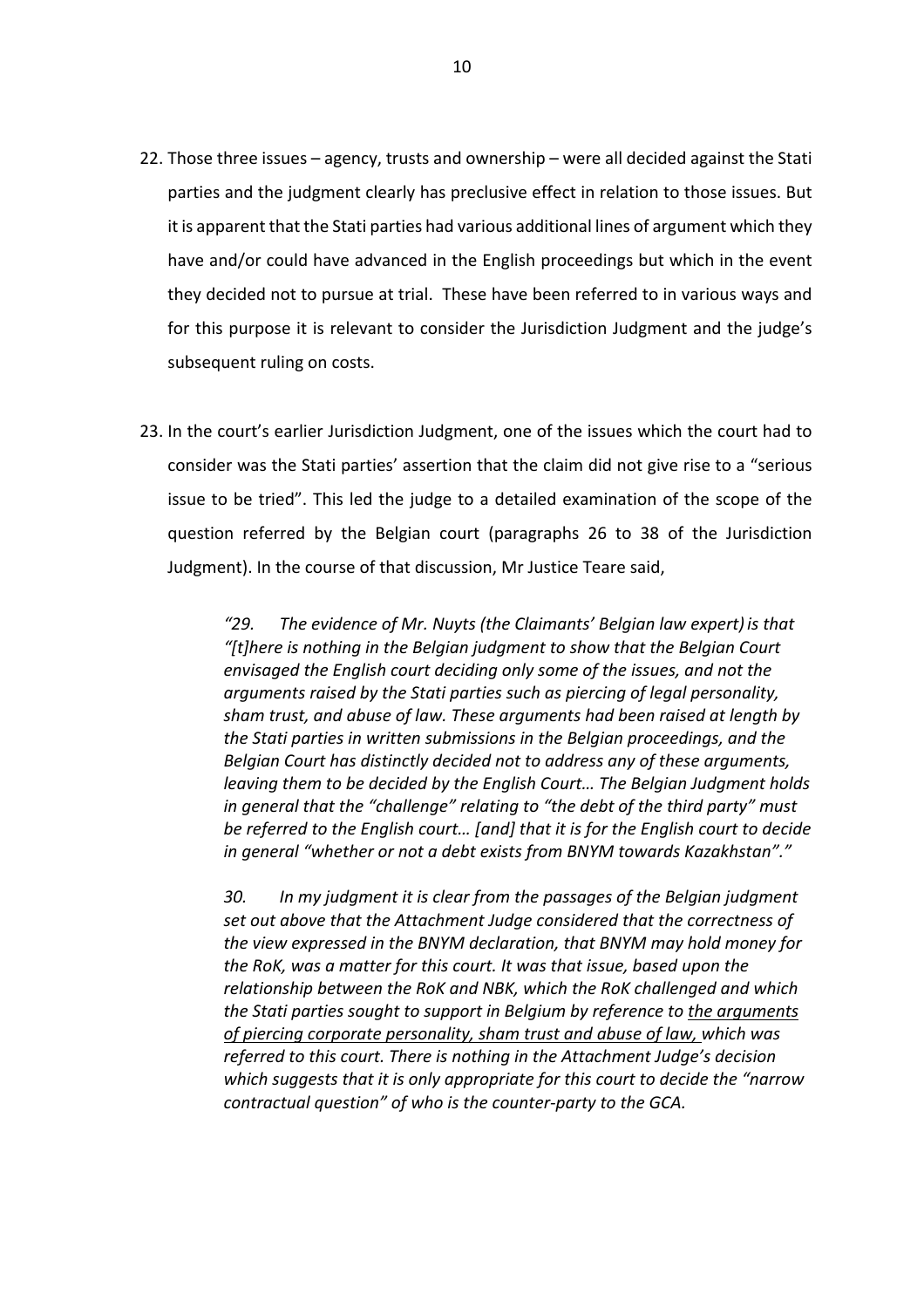22. Those three issues – agency, trusts and ownership – were all decided against the Stati parties and the judgment clearly has preclusive effect in relation to those issues. But it is apparent that the Stati parties had various additional lines of argument which they have and/or could have advanced in the English proceedings but which in the event they decided not to pursue at trial. These have been referred to in various ways and for this purpose it is relevant to consider the Jurisdiction Judgment and the judge's subsequent ruling on costs.

23. In the court's earlier Jurisdiction Judgment, one of the issues which the court had to consider was the Stati parties' assertion that the claim did not give rise to a "serious issue to be tried". This led the judge to a detailed examination of the scope of the question referred by the Belgian court (paragraphs 26 to 38 of the Jurisdiction Judgment). In the course of that discussion, Mr Justice Teare said,

> *"29. The evidence of Mr. Nuyts (the Claimants' Belgian law expert) is that "[t]here is nothing in the Belgian judgment to show that the Belgian Court envisaged the English court deciding only some of the issues, and not the arguments raised by the Stati parties such as piercing of legal personality, sham trust, and abuse of law. These arguments had been raised at length by the Stati parties in written submissions in the Belgian proceedings, and the Belgian Court has distinctly decided not to address any of these arguments, leaving them to be decided by the English Court… The Belgian Judgment holds in general that the "challenge" relating to "the debt of the third party" must be referred to the English court… [and] that it is for the English court to decide in general "whether or not a debt exists from BNYM towards Kazakhstan"."*
>
> *30. In my judgment it is clear from the passages of the Belgian judgment set out above that the Attachment Judge considered that the correctness of the view expressed in the BNYM declaration, that BNYM may hold money for the RoK, was a matter for this court. It was that issue, based upon the relationship between the RoK and NBK, which the RoK challenged and which the Stati parties sought to support in Belgium by reference to <u>the arguments of piercing corporate personality, sham trust and abuse of law,</u> which was referred to this court. There is nothing in the Attachment Judge's decision which suggests that it is only appropriate for this court to decide the "narrow contractual question" of who is the counter-party to the GCA.*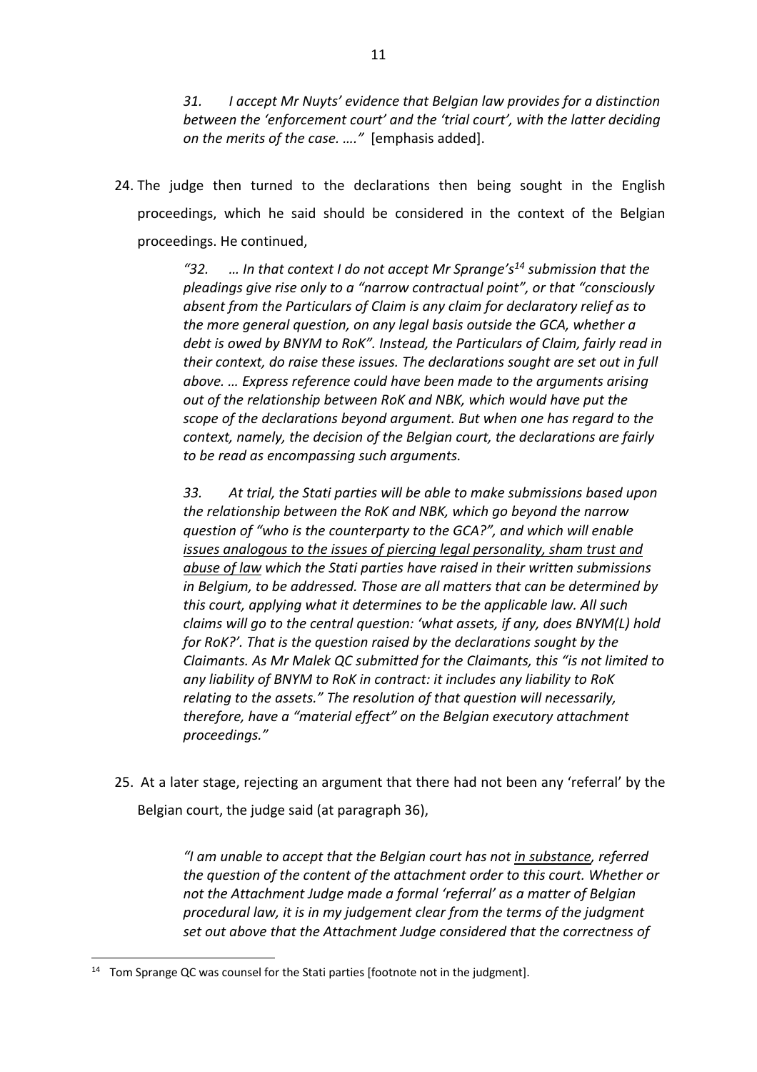> *31. I accept Mr Nuyts' evidence that Belgian law provides for a distinction between the 'enforcement court' and the 'trial court', with the latter deciding on the merits of the case. …."* [emphasis added].

24. The judge then turned to the declarations then being sought in the English proceedings, which he said should be considered in the context of the Belgian proceedings. He continued,

> *"32. … In that context I do not accept Mr Sprange's[14] submission that the pleadings give rise only to a "narrow contractual point", or that "consciously absent from the Particulars of Claim is any claim for declaratory relief as to the more general question, on any legal basis outside the GCA, whether a debt is owed by BNYM to RoK". Instead, the Particulars of Claim, fairly read in their context, do raise these issues. The declarations sought are set out in full above. … Express reference could have been made to the arguments arising out of the relationship between RoK and NBK, which would have put the scope of the declarations beyond argument. But when one has regard to the context, namely, the decision of the Belgian court, the declarations are fairly to be read as encompassing such arguments.*
>
> *33. At trial, the Stati parties will be able to make submissions based upon the relationship between the RoK and NBK, which go beyond the narrow question of "who is the counterparty to the GCA?", and which will enable <u>issues analogous to the issues of piercing legal personality, sham trust and abuse of law</u> which the Stati parties have raised in their written submissions in Belgium, to be addressed. Those are all matters that can be determined by this court, applying what it determines to be the applicable law. All such claims will go to the central question: 'what assets, if any, does BNYM(L) hold for RoK?'. That is the question raised by the declarations sought by the Claimants. As Mr Malek QC submitted for the Claimants, this "is not limited to any liability of BNYM to RoK in contract: it includes any liability to RoK relating to the assets." The resolution of that question will necessarily, therefore, have a "material effect" on the Belgian executory attachment proceedings."*

25. At a later stage, rejecting an argument that there had not been any 'referral' by the Belgian court, the judge said (at paragraph 36),

> *"I am unable to accept that the Belgian court has not <u>in substance</u>, referred the question of the content of the attachment order to this court. Whether or not the Attachment Judge made a formal 'referral' as a matter of Belgian procedural law, it is in my judgement clear from the terms of the judgment set out above that the Attachment Judge considered that the correctness of*

---

[14] Tom Sprange QC was counsel for the Stati parties [footnote not in the judgment].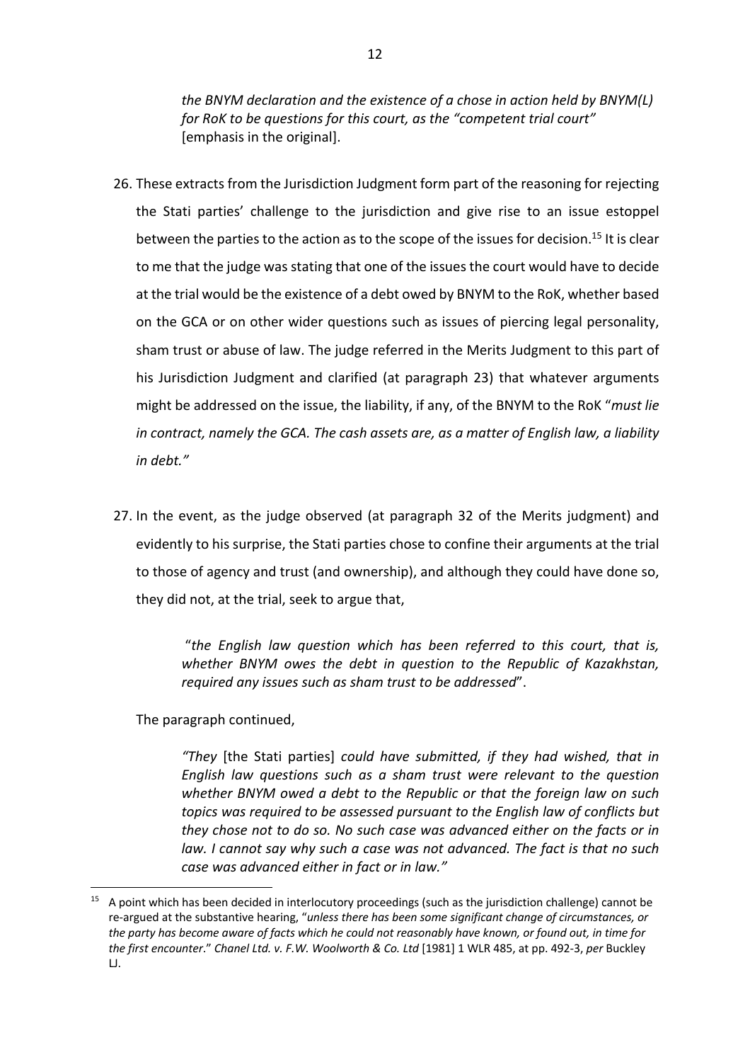*the BNYM declaration and the existence of a chose in action held by BNYM(L) for RoK to be questions for this court, as the "competent trial court"* [emphasis in the original].

26. These extracts from the Jurisdiction Judgment form part of the reasoning for rejecting the Stati parties' challenge to the jurisdiction and give rise to an issue estoppel between the parties to the action as to the scope of the issues for decision.[15] It is clear to me that the judge was stating that one of the issues the court would have to decide at the trial would be the existence of a debt owed by BNYM to the RoK, whether based on the GCA or on other wider questions such as issues of piercing legal personality, sham trust or abuse of law. The judge referred in the Merits Judgment to this part of his Jurisdiction Judgment and clarified (at paragraph 23) that whatever arguments might be addressed on the issue, the liability, if any, of the BNYM to the RoK "*must lie in contract, namely the GCA. The cash assets are, as a matter of English law, a liability in debt."*

27. In the event, as the judge observed (at paragraph 32 of the Merits judgment) and evidently to his surprise, the Stati parties chose to confine their arguments at the trial to those of agency and trust (and ownership), and although they could have done so, they did not, at the trial, seek to argue that,

> "*the English law question which has been referred to this court, that is, whether BNYM owes the debt in question to the Republic of Kazakhstan, required any issues such as sham trust to be addressed*".

The paragraph continued,

> *"They* [the Stati parties] *could have submitted, if they had wished, that in English law questions such as a sham trust were relevant to the question whether BNYM owed a debt to the Republic or that the foreign law on such topics was required to be assessed pursuant to the English law of conflicts but they chose not to do so. No such case was advanced either on the facts or in law. I cannot say why such a case was not advanced. The fact is that no such case was advanced either in fact or in law."*

---

[15] A point which has been decided in interlocutory proceedings (such as the jurisdiction challenge) cannot be re-argued at the substantive hearing, "*unless there has been some significant change of circumstances, or the party has become aware of facts which he could not reasonably have known, or found out, in time for the first encounter*." *Chanel Ltd. v. F.W. Woolworth & Co. Ltd* [1981] 1 WLR 485, at pp. 492-3, *per* Buckley LJ.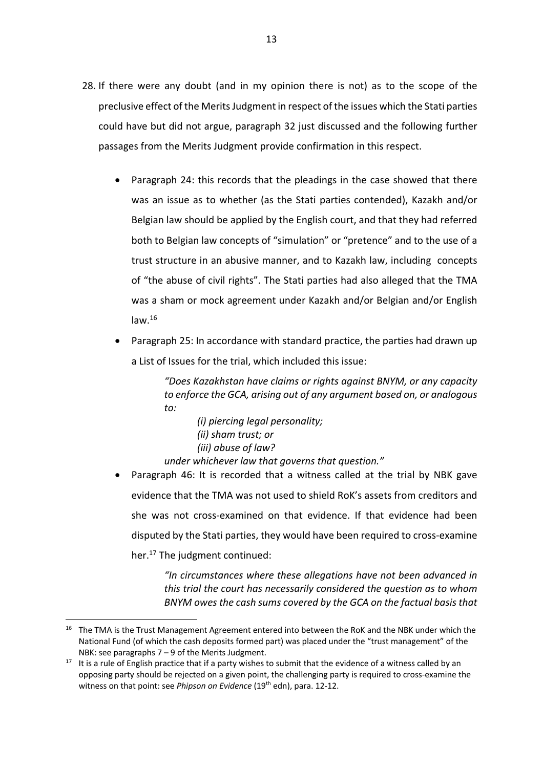28. If there were any doubt (and in my opinion there is not) as to the scope of the preclusive effect of the Merits Judgment in respect of the issues which the Stati parties could have but did not argue, paragraph 32 just discussed and the following further passages from the Merits Judgment provide confirmation in this respect.

    - Paragraph 24: this records that the pleadings in the case showed that there was an issue as to whether (as the Stati parties contended), Kazakh and/or Belgian law should be applied by the English court, and that they had referred both to Belgian law concepts of "simulation" or "pretence" and to the use of a trust structure in an abusive manner, and to Kazakh law, including concepts of "the abuse of civil rights". The Stati parties had also alleged that the TMA was a sham or mock agreement under Kazakh and/or Belgian and/or English law.[16]
    - Paragraph 25: In accordance with standard practice, the parties had drawn up a List of Issues for the trial, which included this issue:

      > *"Does Kazakhstan have claims or rights against BNYM, or any capacity to enforce the GCA, arising out of any argument based on, or analogous to:*
      >
      > *(i) piercing legal personality;*
      > *(ii) sham trust; or*
      > *(iii) abuse of law?*
      >
      > *under whichever law that governs that question."*

    - Paragraph 46: It is recorded that a witness called at the trial by NBK gave evidence that the TMA was not used to shield RoK's assets from creditors and she was not cross-examined on that evidence. If that evidence had been disputed by the Stati parties, they would have been required to cross-examine her.[17] The judgment continued:

      > *"In circumstances where these allegations have not been advanced in this trial the court has necessarily considered the question as to whom BNYM owes the cash sums covered by the GCA on the factual basis that*

---

[16] The TMA is the Trust Management Agreement entered into between the RoK and the NBK under which the National Fund (of which the cash deposits formed part) was placed under the "trust management" of the NBK: see paragraphs 7 – 9 of the Merits Judgment.

[17] It is a rule of English practice that if a party wishes to submit that the evidence of a witness called by an opposing party should be rejected on a given point, the challenging party is required to cross-examine the witness on that point: see *Phipson on Evidence* (19th edn), para. 12-12.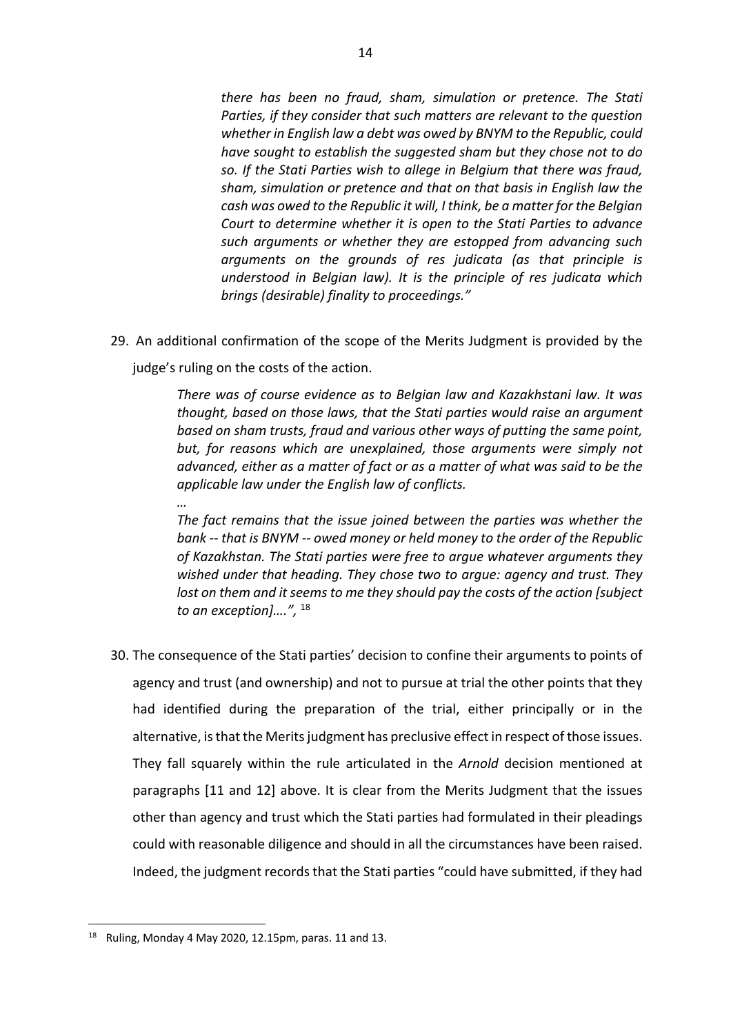> *there has been no fraud, sham, simulation or pretence. The Stati Parties, if they consider that such matters are relevant to the question whether in English law a debt was owed by BNYM to the Republic, could have sought to establish the suggested sham but they chose not to do so. If the Stati Parties wish to allege in Belgium that there was fraud, sham, simulation or pretence and that on that basis in English law the cash was owed to the Republic it will, I think, be a matter for the Belgian Court to determine whether it is open to the Stati Parties to advance such arguments or whether they are estopped from advancing such arguments on the grounds of res judicata (as that principle is understood in Belgian law). It is the principle of res judicata which brings (desirable) finality to proceedings."*

29. An additional confirmation of the scope of the Merits Judgment is provided by the judge's ruling on the costs of the action.

> *There was of course evidence as to Belgian law and Kazakhstani law. It was thought, based on those laws, that the Stati parties would raise an argument based on sham trusts, fraud and various other ways of putting the same point, but, for reasons which are unexplained, those arguments were simply not advanced, either as a matter of fact or as a matter of what was said to be the applicable law under the English law of conflicts.*
>
> *…*
>
> *The fact remains that the issue joined between the parties was whether the bank -- that is BNYM -- owed money or held money to the order of the Republic of Kazakhstan. The Stati parties were free to argue whatever arguments they wished under that heading. They chose two to argue: agency and trust. They lost on them and it seems to me they should pay the costs of the action [subject to an exception]….",* [18]

30. The consequence of the Stati parties' decision to confine their arguments to points of agency and trust (and ownership) and not to pursue at trial the other points that they had identified during the preparation of the trial, either principally or in the alternative, is that the Merits judgment has preclusive effect in respect of those issues. They fall squarely within the rule articulated in the *Arnold* decision mentioned at paragraphs [11 and 12] above. It is clear from the Merits Judgment that the issues other than agency and trust which the Stati parties had formulated in their pleadings could with reasonable diligence and should in all the circumstances have been raised. Indeed, the judgment records that the Stati parties "could have submitted, if they had

[18] Ruling, Monday 4 May 2020, 12.15pm, paras. 11 and 13.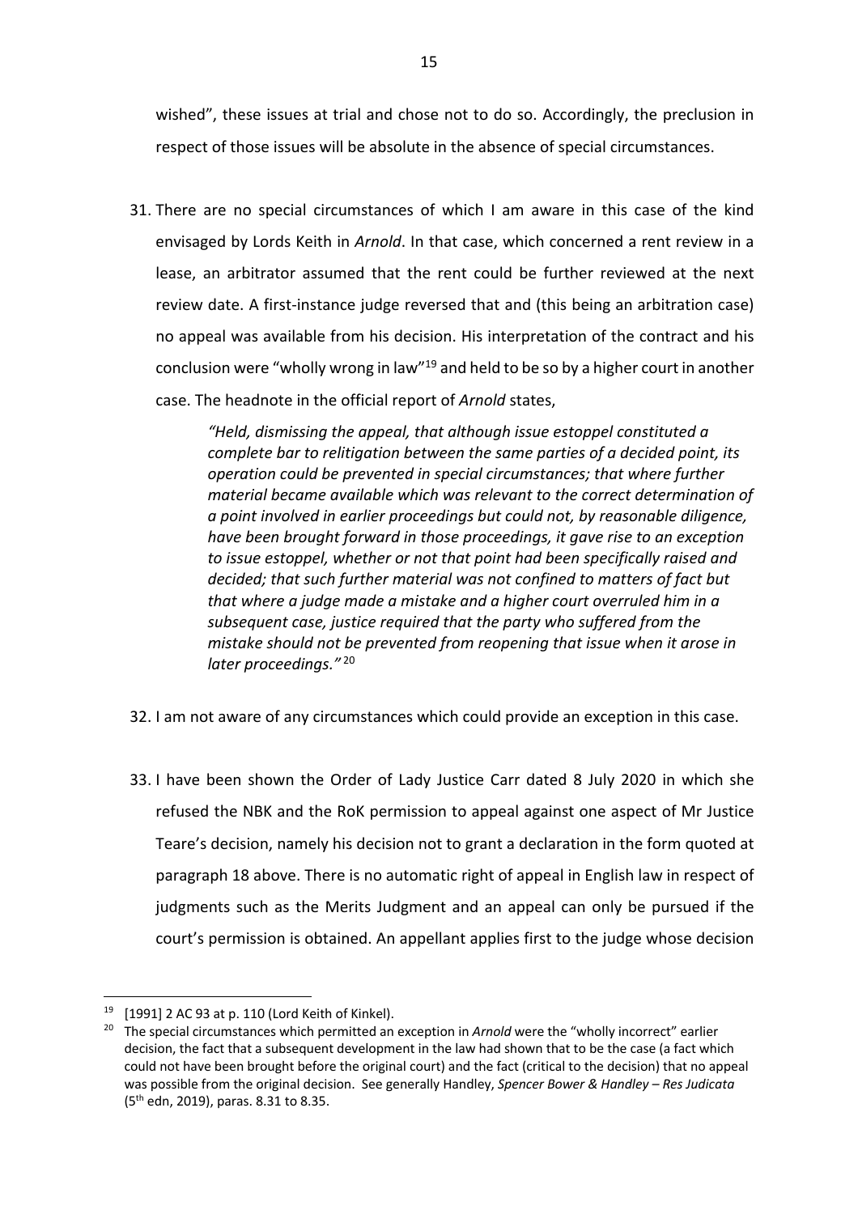wished", these issues at trial and chose not to do so. Accordingly, the preclusion in respect of those issues will be absolute in the absence of special circumstances.

31. There are no special circumstances of which I am aware in this case of the kind envisaged by Lords Keith in *Arnold*. In that case, which concerned a rent review in a lease, an arbitrator assumed that the rent could be further reviewed at the next review date. A first-instance judge reversed that and (this being an arbitration case) no appeal was available from his decision. His interpretation of the contract and his conclusion were "wholly wrong in law"[19] and held to be so by a higher court in another case. The headnote in the official report of *Arnold* states,

> *"Held, dismissing the appeal, that although issue estoppel constituted a complete bar to relitigation between the same parties of a decided point, its operation could be prevented in special circumstances; that where further material became available which was relevant to the correct determination of a point involved in earlier proceedings but could not, by reasonable diligence, have been brought forward in those proceedings, it gave rise to an exception to issue estoppel, whether or not that point had been specifically raised and decided; that such further material was not confined to matters of fact but that where a judge made a mistake and a higher court overruled him in a subsequent case, justice required that the party who suffered from the mistake should not be prevented from reopening that issue when it arose in later proceedings."* [20]

32. I am not aware of any circumstances which could provide an exception in this case.

33. I have been shown the Order of Lady Justice Carr dated 8 July 2020 in which she refused the NBK and the RoK permission to appeal against one aspect of Mr Justice Teare's decision, namely his decision not to grant a declaration in the form quoted at paragraph 18 above. There is no automatic right of appeal in English law in respect of judgments such as the Merits Judgment and an appeal can only be pursued if the court's permission is obtained. An appellant applies first to the judge whose decision

---

[19] [1991] 2 AC 93 at p. 110 (Lord Keith of Kinkel).

[20] The special circumstances which permitted an exception in *Arnold* were the "wholly incorrect" earlier decision, the fact that a subsequent development in the law had shown that to be the case (a fact which could not have been brought before the original court) and the fact (critical to the decision) that no appeal was possible from the original decision. See generally Handley, *Spencer Bower & Handley – Res Judicata* (5th edn, 2019), paras. 8.31 to 8.35.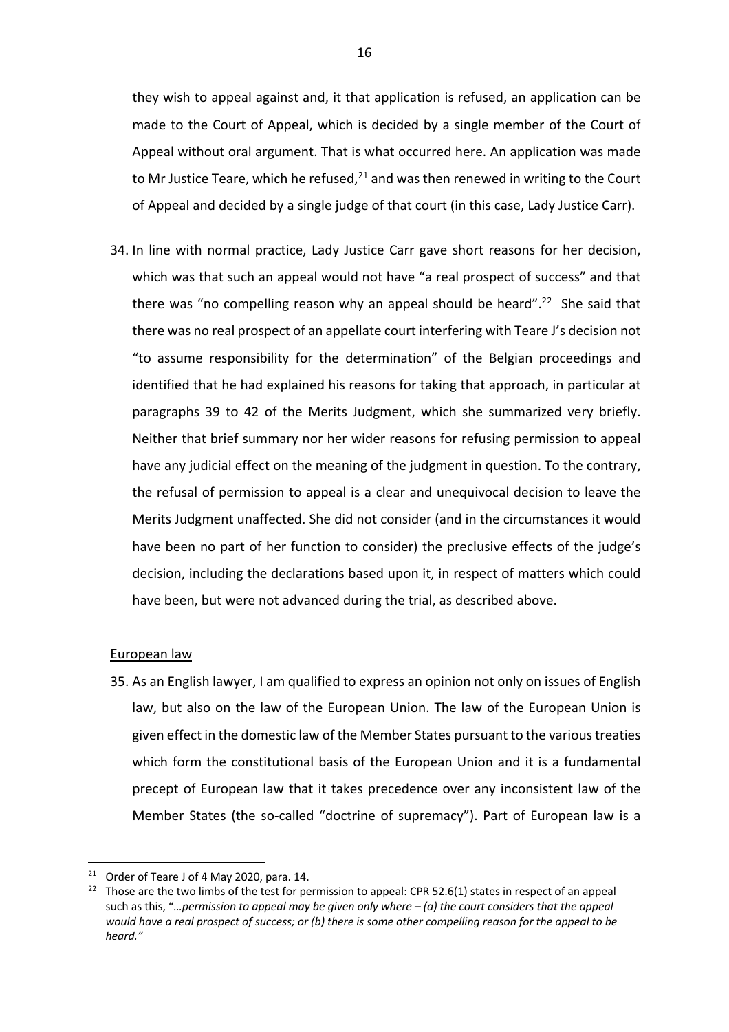they wish to appeal against and, it that application is refused, an application can be made to the Court of Appeal, which is decided by a single member of the Court of Appeal without oral argument. That is what occurred here. An application was made to Mr Justice Teare, which he refused,[21] and was then renewed in writing to the Court of Appeal and decided by a single judge of that court (in this case, Lady Justice Carr).

34. In line with normal practice, Lady Justice Carr gave short reasons for her decision, which was that such an appeal would not have "a real prospect of success" and that there was "no compelling reason why an appeal should be heard".[22] She said that there was no real prospect of an appellate court interfering with Teare J's decision not "to assume responsibility for the determination" of the Belgian proceedings and identified that he had explained his reasons for taking that approach, in particular at paragraphs 39 to 42 of the Merits Judgment, which she summarized very briefly. Neither that brief summary nor her wider reasons for refusing permission to appeal have any judicial effect on the meaning of the judgment in question. To the contrary, the refusal of permission to appeal is a clear and unequivocal decision to leave the Merits Judgment unaffected. She did not consider (and in the circumstances it would have been no part of her function to consider) the preclusive effects of the judge's decision, including the declarations based upon it, in respect of matters which could have been, but were not advanced during the trial, as described above.

European law

35. As an English lawyer, I am qualified to express an opinion not only on issues of English law, but also on the law of the European Union. The law of the European Union is given effect in the domestic law of the Member States pursuant to the various treaties which form the constitutional basis of the European Union and it is a fundamental precept of European law that it takes precedence over any inconsistent law of the Member States (the so-called "doctrine of supremacy"). Part of European law is a

---

[21] Order of Teare J of 4 May 2020, para. 14.

[22] Those are the two limbs of the test for permission to appeal: CPR 52.6(1) states in respect of an appeal such as this, "*…permission to appeal may be given only where – (a) the court considers that the appeal would have a real prospect of success; or (b) there is some other compelling reason for the appeal to be heard."*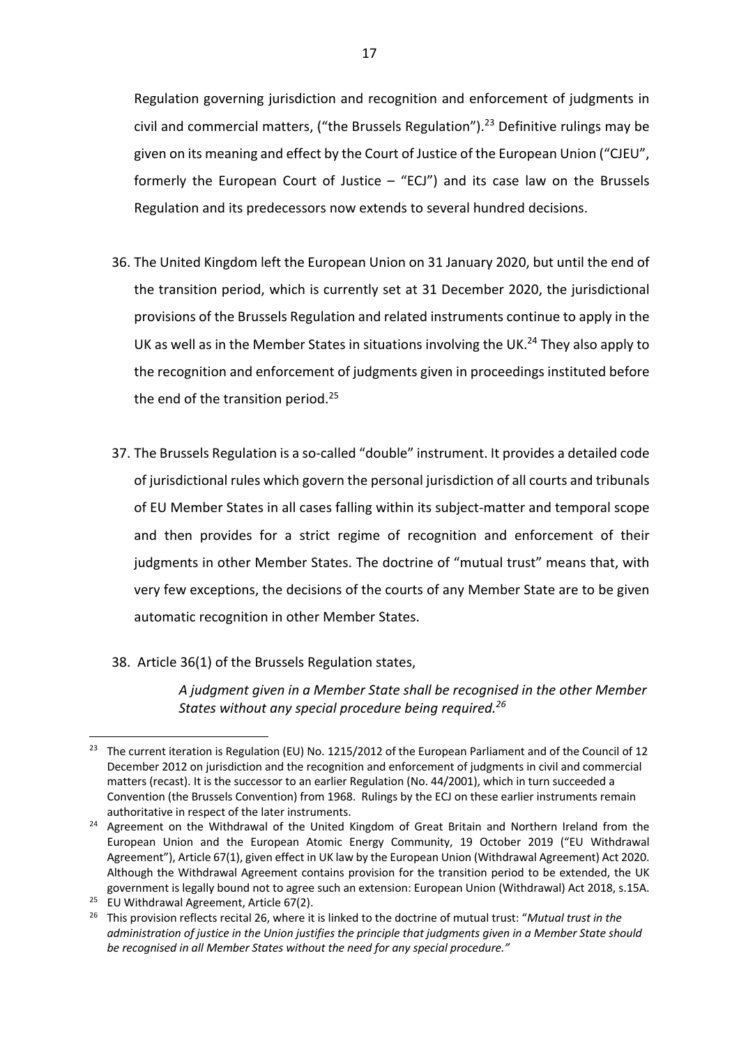Regulation governing jurisdiction and recognition and enforcement of judgments in civil and commercial matters, ("the Brussels Regulation").[23] Definitive rulings may be given on its meaning and effect by the Court of Justice of the European Union ("CJEU", formerly the European Court of Justice – "ECJ") and its case law on the Brussels Regulation and its predecessors now extends to several hundred decisions.

36. The United Kingdom left the European Union on 31 January 2020, but until the end of the transition period, which is currently set at 31 December 2020, the jurisdictional provisions of the Brussels Regulation and related instruments continue to apply in the UK as well as in the Member States in situations involving the UK.[24] They also apply to the recognition and enforcement of judgments given in proceedings instituted before the end of the transition period.[25]

37. The Brussels Regulation is a so-called "double" instrument. It provides a detailed code of jurisdictional rules which govern the personal jurisdiction of all courts and tribunals of EU Member States in all cases falling within its subject-matter and temporal scope and then provides for a strict regime of recognition and enforcement of their judgments in other Member States. The doctrine of "mutual trust" means that, with very few exceptions, the decisions of the courts of any Member State are to be given automatic recognition in other Member States.

38. Article 36(1) of the Brussels Regulation states,

> *A judgment given in a Member State shall be recognised in the other Member States without any special procedure being required.*[26]

---

[23] The current iteration is Regulation (EU) No. 1215/2012 of the European Parliament and of the Council of 12 December 2012 on jurisdiction and the recognition and enforcement of judgments in civil and commercial matters (recast). It is the successor to an earlier Regulation (No. 44/2001), which in turn succeeded a Convention (the Brussels Convention) from 1968. Rulings by the ECJ on these earlier instruments remain authoritative in respect of the later instruments.

[24] Agreement on the Withdrawal of the United Kingdom of Great Britain and Northern Ireland from the European Union and the European Atomic Energy Community, 19 October 2019 ("EU Withdrawal Agreement"), Article 67(1), given effect in UK law by the European Union (Withdrawal Agreement) Act 2020. Although the Withdrawal Agreement contains provision for the transition period to be extended, the UK government is legally bound not to agree such an extension: European Union (Withdrawal) Act 2018, s.15A.

[25] EU Withdrawal Agreement, Article 67(2).

[26] This provision reflects recital 26, where it is linked to the doctrine of mutual trust: "*Mutual trust in the administration of justice in the Union justifies the principle that judgments given in a Member State should be recognised in all Member States without the need for any special procedure.*"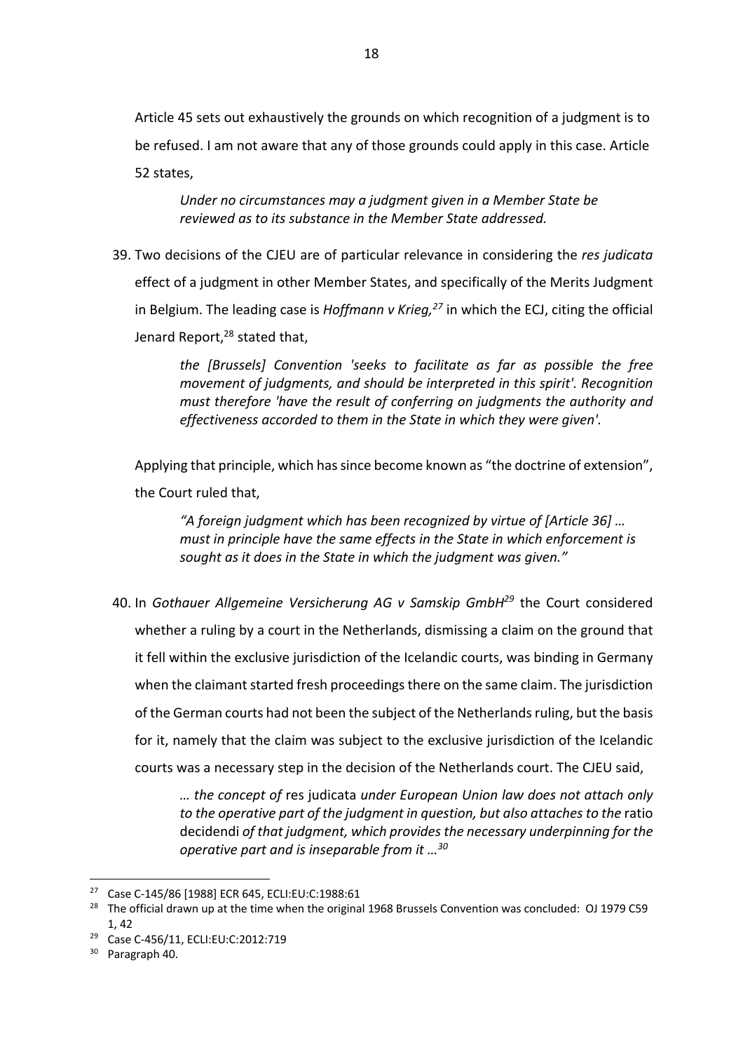Article 45 sets out exhaustively the grounds on which recognition of a judgment is to be refused. I am not aware that any of those grounds could apply in this case. Article 52 states,

> *Under no circumstances may a judgment given in a Member State be reviewed as to its substance in the Member State addressed.*

39. Two decisions of the CJEU are of particular relevance in considering the *res judicata* effect of a judgment in other Member States, and specifically of the Merits Judgment in Belgium. The leading case is *Hoffmann v Krieg,*[27] in which the ECJ, citing the official Jenard Report,[28] stated that,

> *the [Brussels] Convention 'seeks to facilitate as far as possible the free movement of judgments, and should be interpreted in this spirit'. Recognition must therefore 'have the result of conferring on judgments the authority and effectiveness accorded to them in the State in which they were given'.*

Applying that principle, which has since become known as "the doctrine of extension", the Court ruled that,

> *"A foreign judgment which has been recognized by virtue of [Article 36] … must in principle have the same effects in the State in which enforcement is sought as it does in the State in which the judgment was given."*

40. In *Gothauer Allgemeine Versicherung AG v Samskip GmbH*[29] the Court considered whether a ruling by a court in the Netherlands, dismissing a claim on the ground that it fell within the exclusive jurisdiction of the Icelandic courts, was binding in Germany when the claimant started fresh proceedings there on the same claim. The jurisdiction of the German courts had not been the subject of the Netherlands ruling, but the basis for it, namely that the claim was subject to the exclusive jurisdiction of the Icelandic courts was a necessary step in the decision of the Netherlands court. The CJEU said,

> *… the concept of* res judicata *under European Union law does not attach only to the operative part of the judgment in question, but also attaches to the* ratio decidendi *of that judgment, which provides the necessary underpinning for the operative part and is inseparable from it …*[30]

---

[27] Case C-145/86 [1988] ECR 645, ECLI:EU:C:1988:61

[28] The official drawn up at the time when the original 1968 Brussels Convention was concluded: OJ 1979 C59 1, 42

[29] Case C-456/11, ECLI:EU:C:2012:719

[30] Paragraph 40.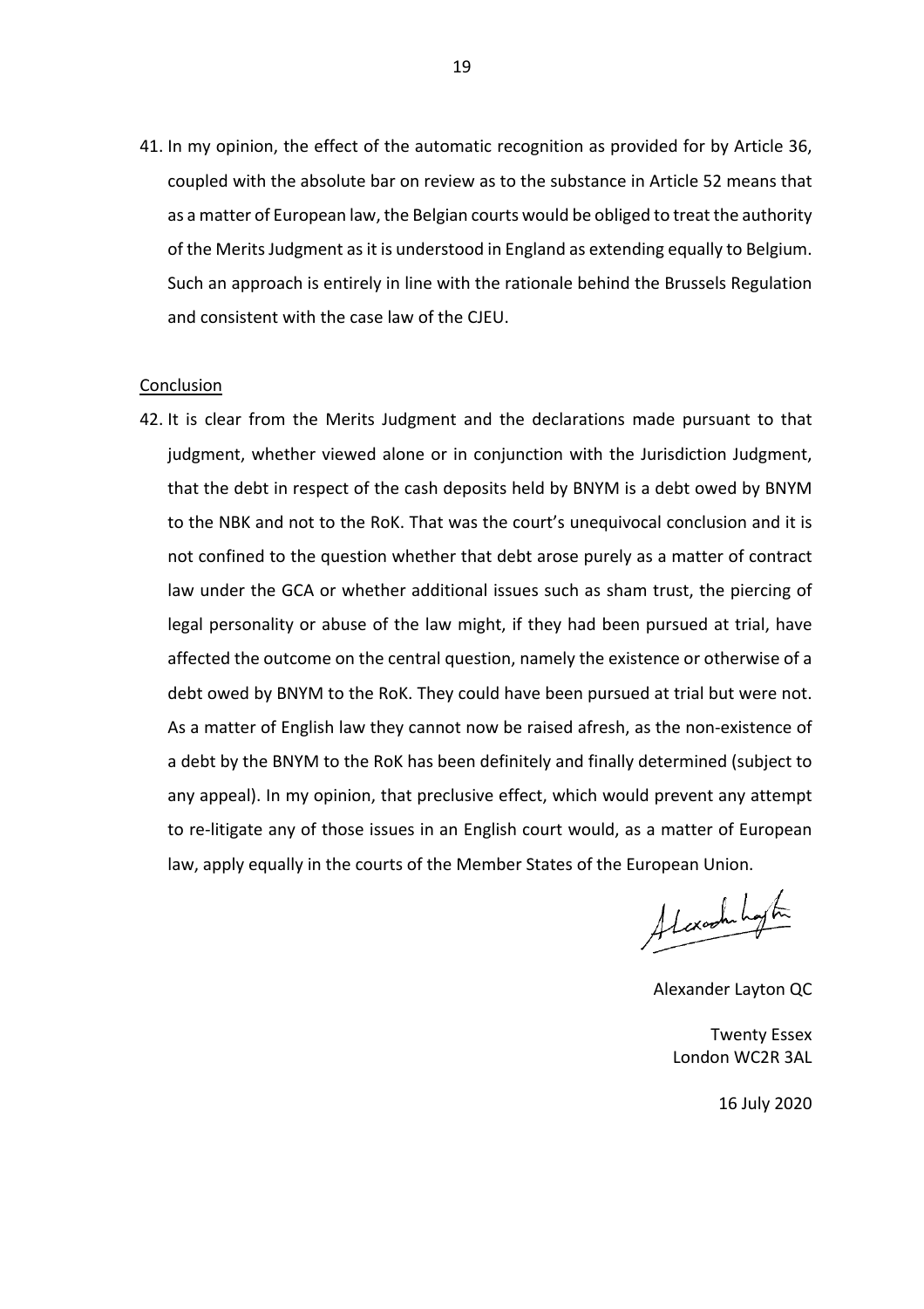41. In my opinion, the effect of the automatic recognition as provided for by Article 36, coupled with the absolute bar on review as to the substance in Article 52 means that as a matter of European law, the Belgian courts would be obliged to treat the authority of the Merits Judgment as it is understood in England as extending equally to Belgium. Such an approach is entirely in line with the rationale behind the Brussels Regulation and consistent with the case law of the CJEU.

<u>Conclusion</u>

42. It is clear from the Merits Judgment and the declarations made pursuant to that judgment, whether viewed alone or in conjunction with the Jurisdiction Judgment, that the debt in respect of the cash deposits held by BNYM is a debt owed by BNYM to the NBK and not to the RoK. That was the court's unequivocal conclusion and it is not confined to the question whether that debt arose purely as a matter of contract law under the GCA or whether additional issues such as sham trust, the piercing of legal personality or abuse of the law might, if they had been pursued at trial, have affected the outcome on the central question, namely the existence or otherwise of a debt owed by BNYM to the RoK. They could have been pursued at trial but were not. As a matter of English law they cannot now be raised afresh, as the non-existence of a debt by the BNYM to the RoK has been definitely and finally determined (subject to any appeal). In my opinion, that preclusive effect, which would prevent any attempt to re-litigate any of those issues in an English court would, as a matter of European law, apply equally in the courts of the Member States of the European Union.

Alexander Layton QC

Twenty Essex
London WC2R 3AL

16 July 2020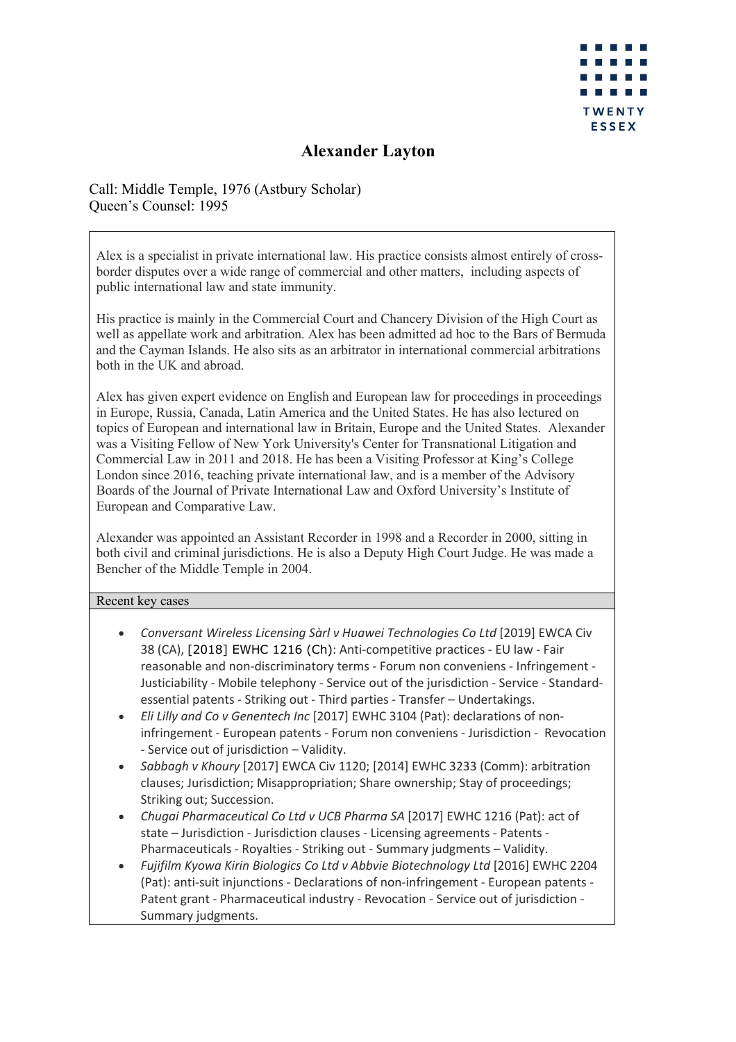TWENTY ESSEX

# Alexander Layton

Call: Middle Temple, 1976 (Astbury Scholar)
Queen's Counsel: 1995

Alex is a specialist in private international law. His practice consists almost entirely of cross-border disputes over a wide range of commercial and other matters,  including aspects of public international law and state immunity.

His practice is mainly in the Commercial Court and Chancery Division of the High Court as well as appellate work and arbitration. Alex has been admitted ad hoc to the Bars of Bermuda and the Cayman Islands. He also sits as an arbitrator in international commercial arbitrations both in the UK and abroad.

Alex has given expert evidence on English and European law for proceedings in proceedings in Europe, Russia, Canada, Latin America and the United States. He has also lectured on topics of European and international law in Britain, Europe and the United States.  Alexander was a Visiting Fellow of New York University's Center for Transnational Litigation and Commercial Law in 2011 and 2018. He has been a Visiting Professor at King's College London since 2016, teaching private international law, and is a member of the Advisory Boards of the Journal of Private International Law and Oxford University's Institute of European and Comparative Law.

Alexander was appointed an Assistant Recorder in 1998 and a Recorder in 2000, sitting in both civil and criminal jurisdictions. He is also a Deputy High Court Judge. He was made a Bencher of the Middle Temple in 2004.

## Recent key cases

- *Conversant Wireless Licensing Sàrl v Huawei Technologies Co Ltd* [2019] EWCA Civ 38 (CA), [2018] EWHC 1216 (Ch): Anti-competitive practices - EU law - Fair reasonable and non-discriminatory terms - Forum non conveniens - Infringement - Justiciability - Mobile telephony - Service out of the jurisdiction - Service - Standard-essential patents - Striking out - Third parties - Transfer – Undertakings.
- *Eli Lilly and Co v Genentech Inc* [2017] EWHC 3104 (Pat): declarations of non-infringement - European patents - Forum non conveniens - Jurisdiction -  Revocation - Service out of jurisdiction – Validity.
- *Sabbagh v Khoury* [2017] EWCA Civ 1120; [2014] EWHC 3233 (Comm): arbitration clauses; Jurisdiction; Misappropriation; Share ownership; Stay of proceedings; Striking out; Succession.
- *Chugai Pharmaceutical Co Ltd v UCB Pharma SA* [2017] EWHC 1216 (Pat): act of state – Jurisdiction - Jurisdiction clauses - Licensing agreements - Patents - Pharmaceuticals - Royalties - Striking out - Summary judgments – Validity.
- *Fujifilm Kyowa Kirin Biologics Co Ltd v Abbvie Biotechnology Ltd* [2016] EWHC 2204 (Pat): anti-suit injunctions - Declarations of non-infringement - European patents - Patent grant - Pharmaceutical industry - Revocation - Service out of jurisdiction - Summary judgments.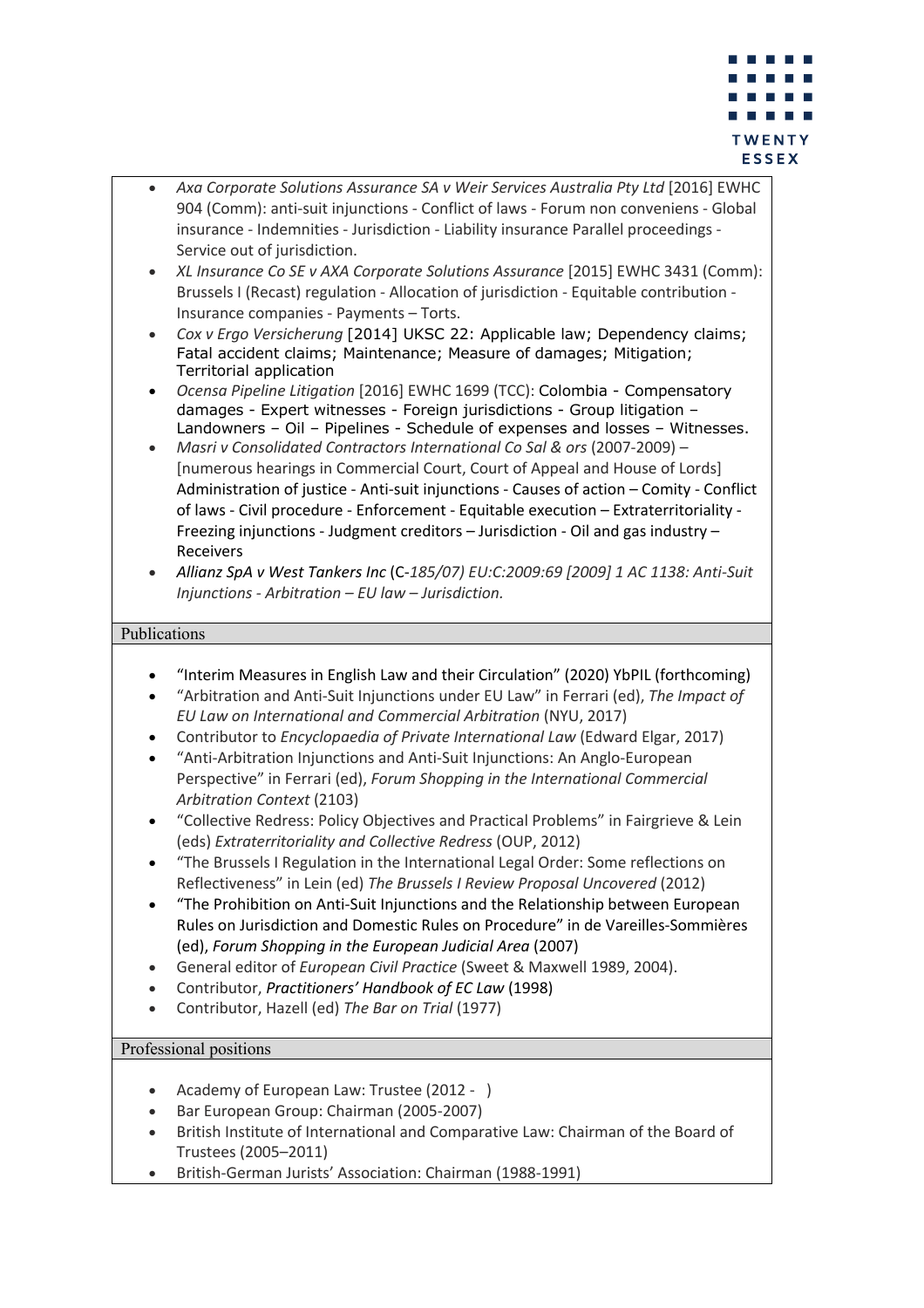- *Axa Corporate Solutions Assurance SA v Weir Services Australia Pty Ltd* [2016] EWHC 904 (Comm): anti-suit injunctions - Conflict of laws - Forum non conveniens - Global insurance - Indemnities - Jurisdiction - Liability insurance Parallel proceedings - Service out of jurisdiction.
- *XL Insurance Co SE v AXA Corporate Solutions Assurance* [2015] EWHC 3431 (Comm): Brussels I (Recast) regulation - Allocation of jurisdiction - Equitable contribution - Insurance companies - Payments – Torts.
- *Cox v Ergo Versicherung* [2014] UKSC 22: Applicable law; Dependency claims; Fatal accident claims; Maintenance; Measure of damages; Mitigation; Territorial application
- *Ocensa Pipeline Litigation* [2016] EWHC 1699 (TCC): Colombia - Compensatory damages - Expert witnesses - Foreign jurisdictions - Group litigation – Landowners – Oil – Pipelines - Schedule of expenses and losses – Witnesses.
- *Masri v Consolidated Contractors International Co Sal & ors* (2007-2009) – [numerous hearings in Commercial Court, Court of Appeal and House of Lords] Administration of justice - Anti-suit injunctions - Causes of action – Comity - Conflict of laws - Civil procedure - Enforcement - Equitable execution – Extraterritoriality - Freezing injunctions - Judgment creditors – Jurisdiction - Oil and gas industry – Receivers
- *Allianz SpA v West Tankers Inc* (C-*185/07) EU:C:2009:69 [2009] 1 AC 1138: Anti-Suit Injunctions - Arbitration – EU law – Jurisdiction.*

## Publications

- "Interim Measures in English Law and their Circulation" (2020) YbPIL (forthcoming)
- "Arbitration and Anti-Suit Injunctions under EU Law" in Ferrari (ed), *The Impact of EU Law on International and Commercial Arbitration* (NYU, 2017)
- Contributor to *Encyclopaedia of Private International Law* (Edward Elgar, 2017)
- "Anti-Arbitration Injunctions and Anti-Suit Injunctions: An Anglo-European Perspective" in Ferrari (ed), *Forum Shopping in the International Commercial Arbitration Context* (2103)
- "Collective Redress: Policy Objectives and Practical Problems" in Fairgrieve & Lein (eds) *Extraterritoriality and Collective Redress* (OUP, 2012)
- "The Brussels I Regulation in the International Legal Order: Some reflections on Reflectiveness" in Lein (ed) *The Brussels I Review Proposal Uncovered* (2012)
- "The Prohibition on Anti-Suit Injunctions and the Relationship between European Rules on Jurisdiction and Domestic Rules on Procedure" in de Vareilles-Sommières (ed), *Forum Shopping in the European Judicial Area* (2007)
- General editor of *European Civil Practice* (Sweet & Maxwell 1989, 2004).
- Contributor, *Practitioners' Handbook of EC Law* (1998)
- Contributor, Hazell (ed) *The Bar on Trial* (1977)

## Professional positions

- Academy of European Law: Trustee (2012 - )
- Bar European Group: Chairman (2005-2007)
- British Institute of International and Comparative Law: Chairman of the Board of Trustees (2005–2011)
- British-German Jurists' Association: Chairman (1988-1991)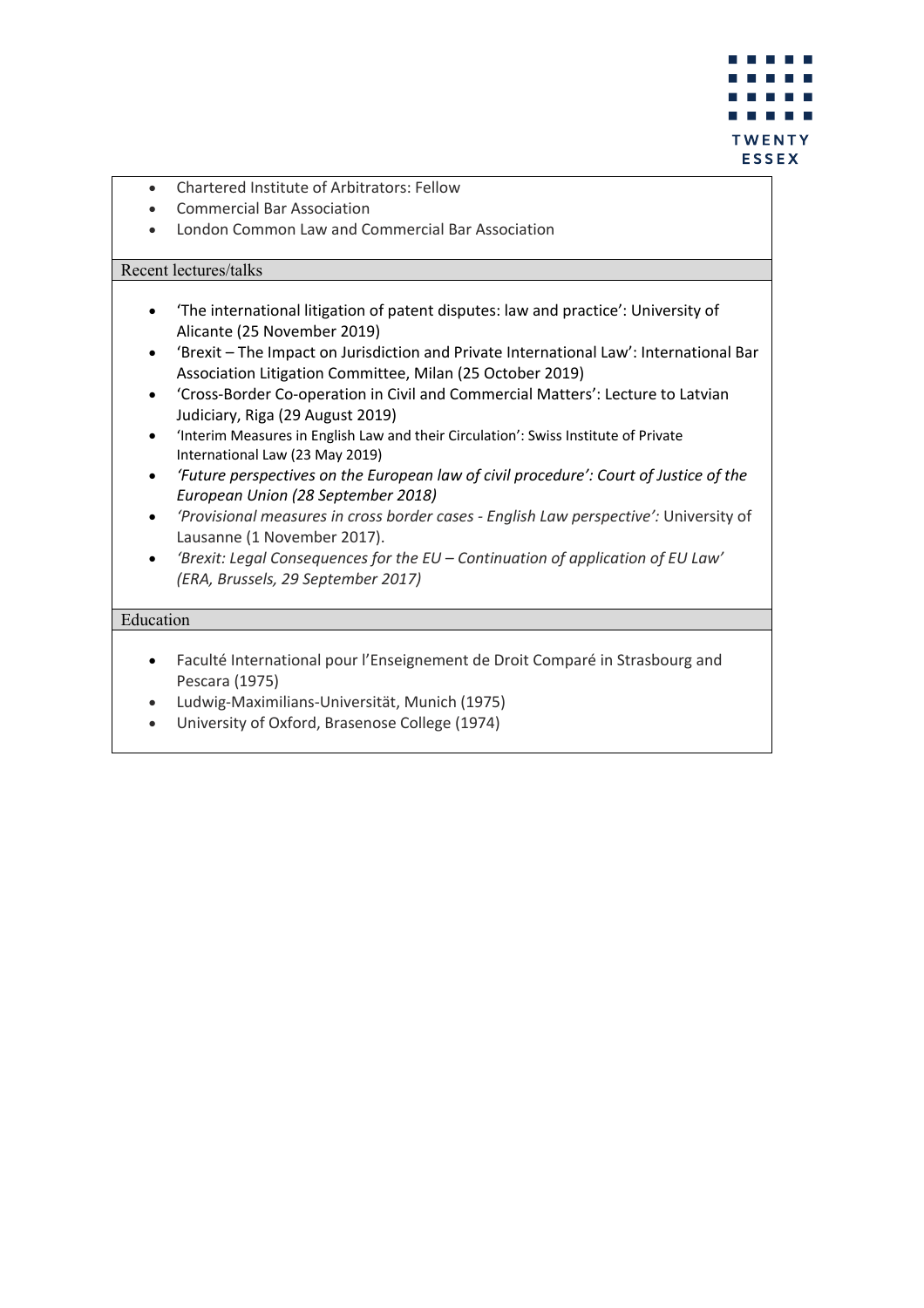- Chartered Institute of Arbitrators: Fellow
- Commercial Bar Association
- London Common Law and Commercial Bar Association

## Recent lectures/talks

- 'The international litigation of patent disputes: law and practice': University of Alicante (25 November 2019)
- 'Brexit – The Impact on Jurisdiction and Private International Law': International Bar Association Litigation Committee, Milan (25 October 2019)
- 'Cross-Border Co-operation in Civil and Commercial Matters': Lecture to Latvian Judiciary, Riga (29 August 2019)
- 'Interim Measures in English Law and their Circulation': Swiss Institute of Private International Law (23 May 2019)
- *'Future perspectives on the European law of civil procedure': Court of Justice of the European Union (28 September 2018)*
- *'Provisional measures in cross border cases - English Law perspective':* University of Lausanne (1 November 2017).
- *'Brexit: Legal Consequences for the EU – Continuation of application of EU Law' (ERA, Brussels, 29 September 2017)*

## Education

- Faculté International pour l'Enseignement de Droit Comparé in Strasbourg and Pescara (1975)
- Ludwig-Maximilians-Universität, Munich (1975)
- University of Oxford, Brasenose College (1974)